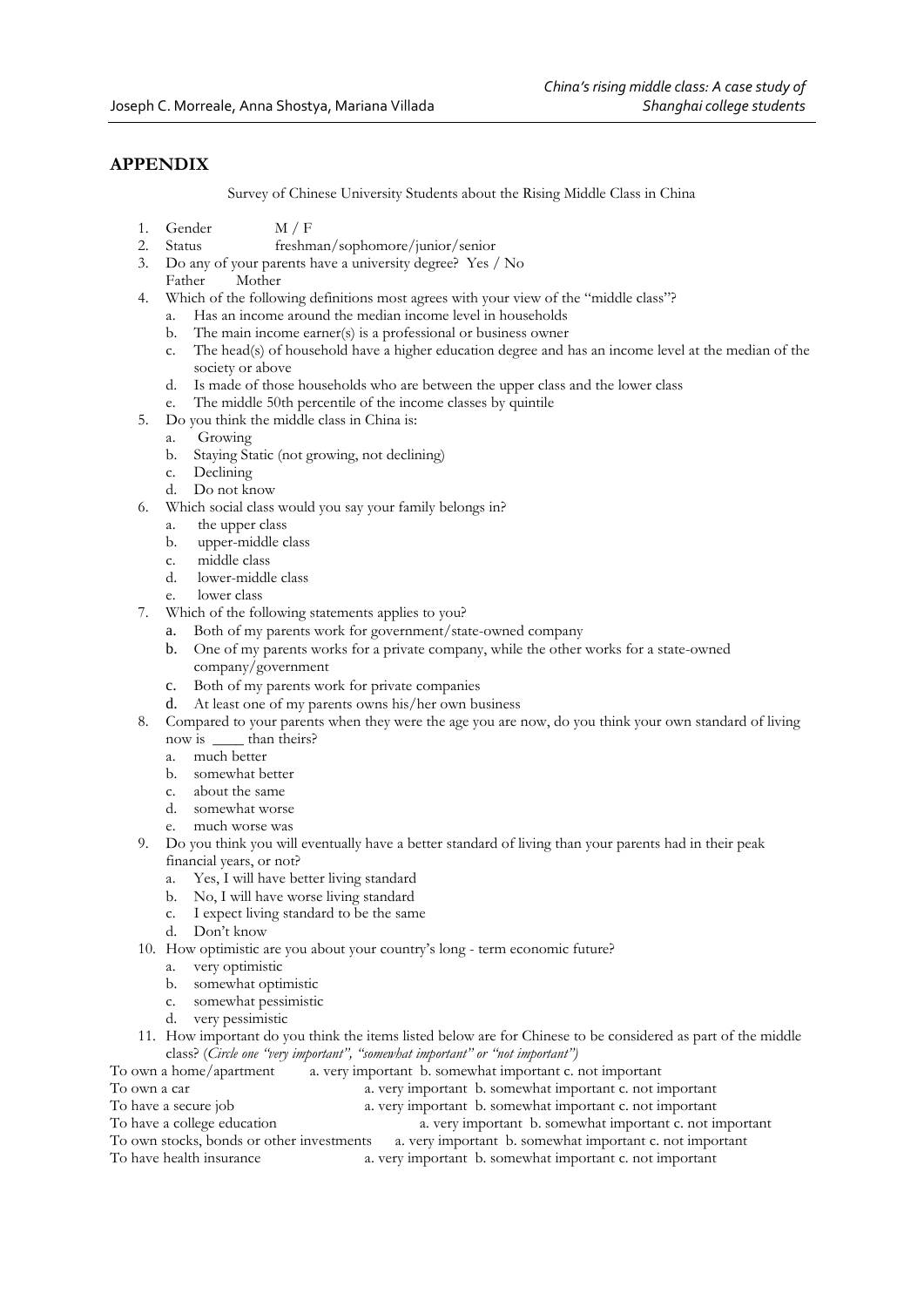## APPENDIX

Survey of Chinese University Students about the Rising Middle Class in China

1. Gender M / F
2. Status freshman/sophomore/junior/senior
3. Do any of your parents have a university degree? Yes / No
   Father Mother
4. Which of the following definitions most agrees with your view of the "middle class"?
   a. Has an income around the median income level in households
   b. The main income earner(s) is a professional or business owner
   c. The head(s) of household have a higher education degree and has an income level at the median of the society or above
   d. Is made of those households who are between the upper class and the lower class
   e. The middle 50th percentile of the income classes by quintile
5. Do you think the middle class in China is:
   a. Growing
   b. Staying Static (not growing, not declining)
   c. Declining
   d. Do not know
6. Which social class would you say your family belongs in?
   a. the upper class
   b. upper-middle class
   c. middle class
   d. lower-middle class
   e. lower class
7. Which of the following statements applies to you?
   a. Both of my parents work for government/state-owned company
   b. One of my parents works for a private company, while the other works for a state-owned company/government
   c. Both of my parents work for private companies
   d. At least one of my parents owns his/her own business
8. Compared to your parents when they were the age you are now, do you think your own standard of living now is ____ than theirs?
   a. much better
   b. somewhat better
   c. about the same
   d. somewhat worse
   e. much worse was
9. Do you think you will eventually have a better standard of living than your parents had in their peak financial years, or not?
   a. Yes, I will have better living standard
   b. No, I will have worse living standard
   c. I expect living standard to be the same
   d. Don't know
10. How optimistic are you about your country's long - term economic future?
    a. very optimistic
    b. somewhat optimistic
    c. somewhat pessimistic
    d. very pessimistic
11. How important do you think the items listed below are for Chinese to be considered as part of the middle class? (*Circle one "very important", "somewhat important" or "not important")*

To own a home/apartment a. very important b. somewhat important c. not important
To own a car a. very important b. somewhat important c. not important
To have a secure job a. very important b. somewhat important c. not important
To have a college education a. very important b. somewhat important c. not important
To own stocks, bonds or other investments a. very important b. somewhat important c. not important
To have health insurance a. very important b. somewhat important c. not important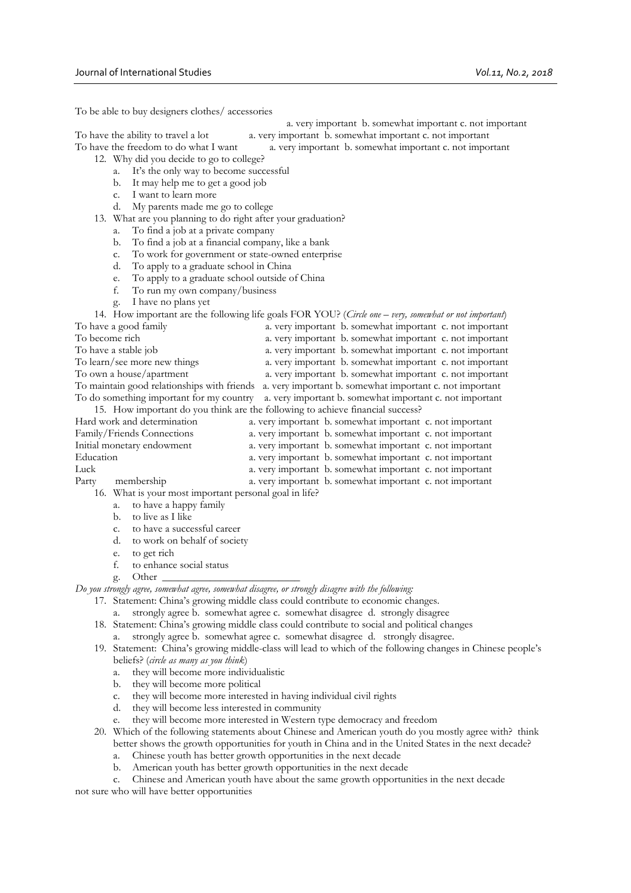To be able to buy designers clothes/ accessories
a. very important b. somewhat important c. not important

To have the ability to travel a lot a. very important b. somewhat important c. not important

To have the freedom to do what I want a. very important b. somewhat important c. not important

12. Why did you decide to go to college?
    a. It's the only way to become successful
    b. It may help me to get a good job
    c. I want to learn more
    d. My parents made me go to college
13. What are you planning to do right after your graduation?
    a. To find a job at a private company
    b. To find a job at a financial company, like a bank
    c. To work for government or state-owned enterprise
    d. To apply to a graduate school in China
    e. To apply to a graduate school outside of China
    f. To run my own company/business
    g. I have no plans yet
14. How important are the following life goals FOR YOU? (*Circle one – very, somewhat or not important*)

To have a good family a. very important b. somewhat important c. not important

To become rich a. very important b. somewhat important c. not important

To have a stable job a. very important b. somewhat important c. not important

To learn/see more new things a. very important b. somewhat important c. not important

To own a house/apartment a. very important b. somewhat important c. not important

To maintain good relationships with friends a. very important b. somewhat important c. not important

To do something important for my country a. very important b. somewhat important c. not important

15. How important do you think are the following to achieve financial success?

Hard work and determination a. very important b. somewhat important c. not important

Family/Friends Connections a. very important b. somewhat important c. not important

Initial monetary endowment a. very important b. somewhat important c. not important

Education a. very important b. somewhat important c. not important

Luck a. very important b. somewhat important c. not important

Party membership a. very important b. somewhat important c. not important

16. What is your most important personal goal in life?
    a. to have a happy family
    b. to live as I like
    c. to have a successful career
    d. to work on behalf of society
    e. to get rich
    f. to enhance social status
    g. Other ___________________________

*Do you strongly agree, somewhat agree, somewhat disagree, or strongly disagree with the following:*

17. Statement: China's growing middle class could contribute to economic changes.
    a. strongly agree b. somewhat agree c. somewhat disagree d. strongly disagree
18. Statement: China's growing middle class could contribute to social and political changes
    a. strongly agree b. somewhat agree c. somewhat disagree d. strongly disagree.
19. Statement: China's growing middle-class will lead to which of the following changes in Chinese people's beliefs? (*circle as many as you think*)
    a. they will become more individualistic
    b. they will become more political
    c. they will become more interested in having individual civil rights
    d. they will become less interested in community
    e. they will become more interested in Western type democracy and freedom
20. Which of the following statements about Chinese and American youth do you mostly agree with? think better shows the growth opportunities for youth in China and in the United States in the next decade?
    a. Chinese youth has better growth opportunities in the next decade
    b. American youth has better growth opportunities in the next decade
    c. Chinese and American youth have about the same growth opportunities in the next decade

not sure who will have better opportunities